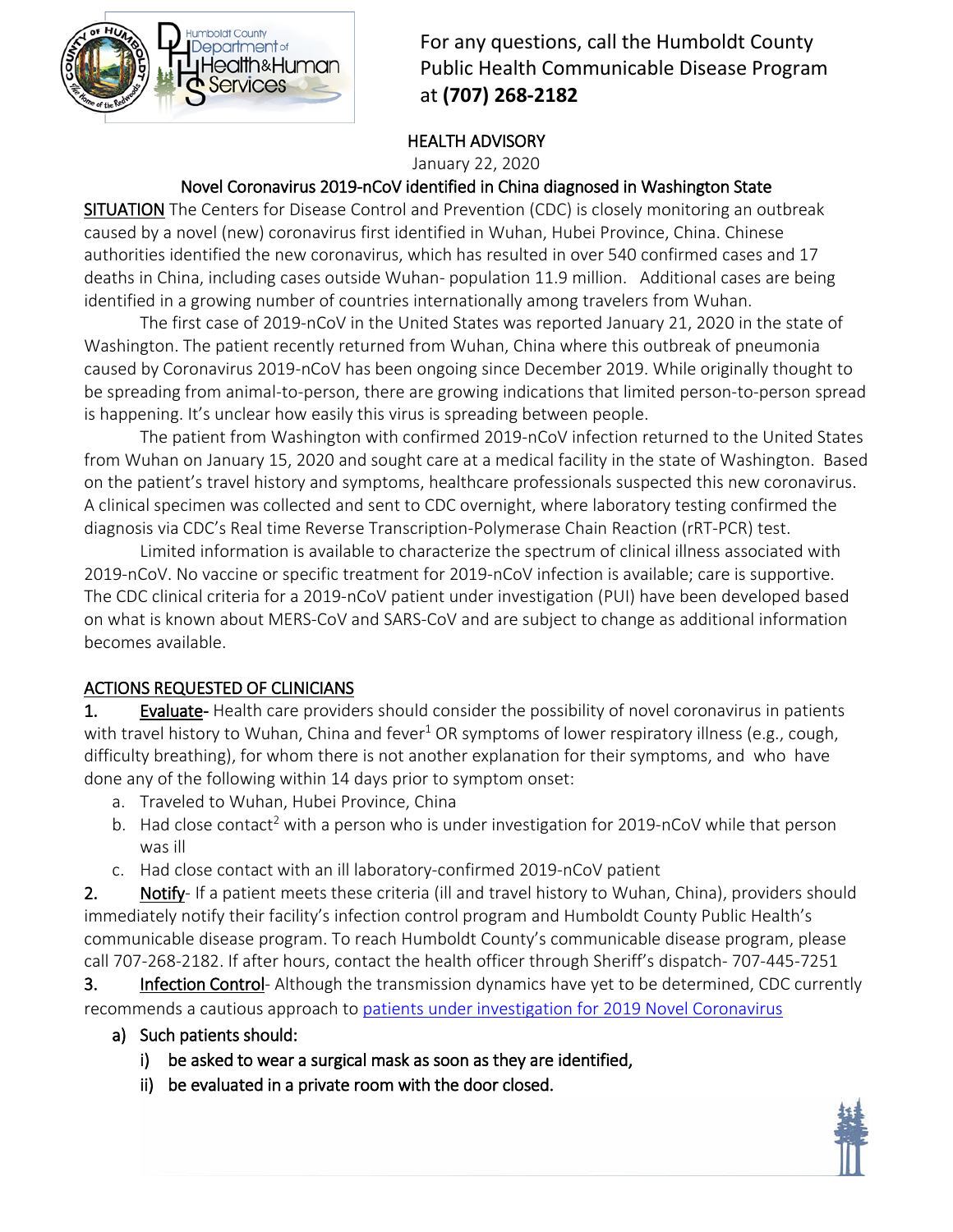For any questions, call the Humboldt County Public Health Communicable Disease Program at **(707) 268-2182**

# HEALTH ADVISORY

January 22, 2020

## Novel Coronavirus 2019-nCoV identified in China diagnosed in Washington State

SITUATION The Centers for Disease Control and Prevention (CDC) is closely monitoring an outbreak caused by a novel (new) coronavirus first identified in Wuhan, Hubei Province, China. Chinese authorities identified the new coronavirus, which has resulted in over 540 confirmed cases and 17 deaths in China, including cases outside Wuhan- population 11.9 million. Additional cases are being identified in a growing number of countries internationally among travelers from Wuhan.

The first case of 2019-nCoV in the United States was reported January 21, 2020 in the state of Washington. The patient recently returned from Wuhan, China where this outbreak of pneumonia caused by Coronavirus 2019-nCoV has been ongoing since December 2019. While originally thought to be spreading from animal-to-person, there are growing indications that limited person-to-person spread is happening. It's unclear how easily this virus is spreading between people.

The patient from Washington with confirmed 2019-nCoV infection returned to the United States from Wuhan on January 15, 2020 and sought care at a medical facility in the state of Washington. Based on the patient's travel history and symptoms, healthcare professionals suspected this new coronavirus. A clinical specimen was collected and sent to CDC overnight, where laboratory testing confirmed the diagnosis via CDC's Real time Reverse Transcription-Polymerase Chain Reaction (rRT-PCR) test.

Limited information is available to characterize the spectrum of clinical illness associated with 2019-nCoV. No vaccine or specific treatment for 2019-nCoV infection is available; care is supportive. The CDC clinical criteria for a 2019-nCoV patient under investigation (PUI) have been developed based on what is known about MERS-CoV and SARS-CoV and are subject to change as additional information becomes available.

## ACTIONS REQUESTED OF CLINICIANS

1. Evaluate- Health care providers should consider the possibility of novel coronavirus in patients with travel history to Wuhan, China and fever[1] OR symptoms of lower respiratory illness (e.g., cough, difficulty breathing), for whom there is not another explanation for their symptoms, and who have done any of the following within 14 days prior to symptom onset:
   a. Traveled to Wuhan, Hubei Province, China
   b. Had close contact[2] with a person who is under investigation for 2019-nCoV while that person was ill
   c. Had close contact with an ill laboratory-confirmed 2019-nCoV patient
2. Notify- If a patient meets these criteria (ill and travel history to Wuhan, China), providers should immediately notify their facility's infection control program and Humboldt County Public Health's communicable disease program. To reach Humboldt County's communicable disease program, please call 707-268-2182. If after hours, contact the health officer through Sheriff's dispatch- 707-445-7251
3. Infection Control- Although the transmission dynamics have yet to be determined, CDC currently recommends a cautious approach to [patients under investigation for 2019 Novel Coronavirus]
   a) Such patients should:
      i) be asked to wear a surgical mask as soon as they are identified,
      ii) be evaluated in a private room with the door closed.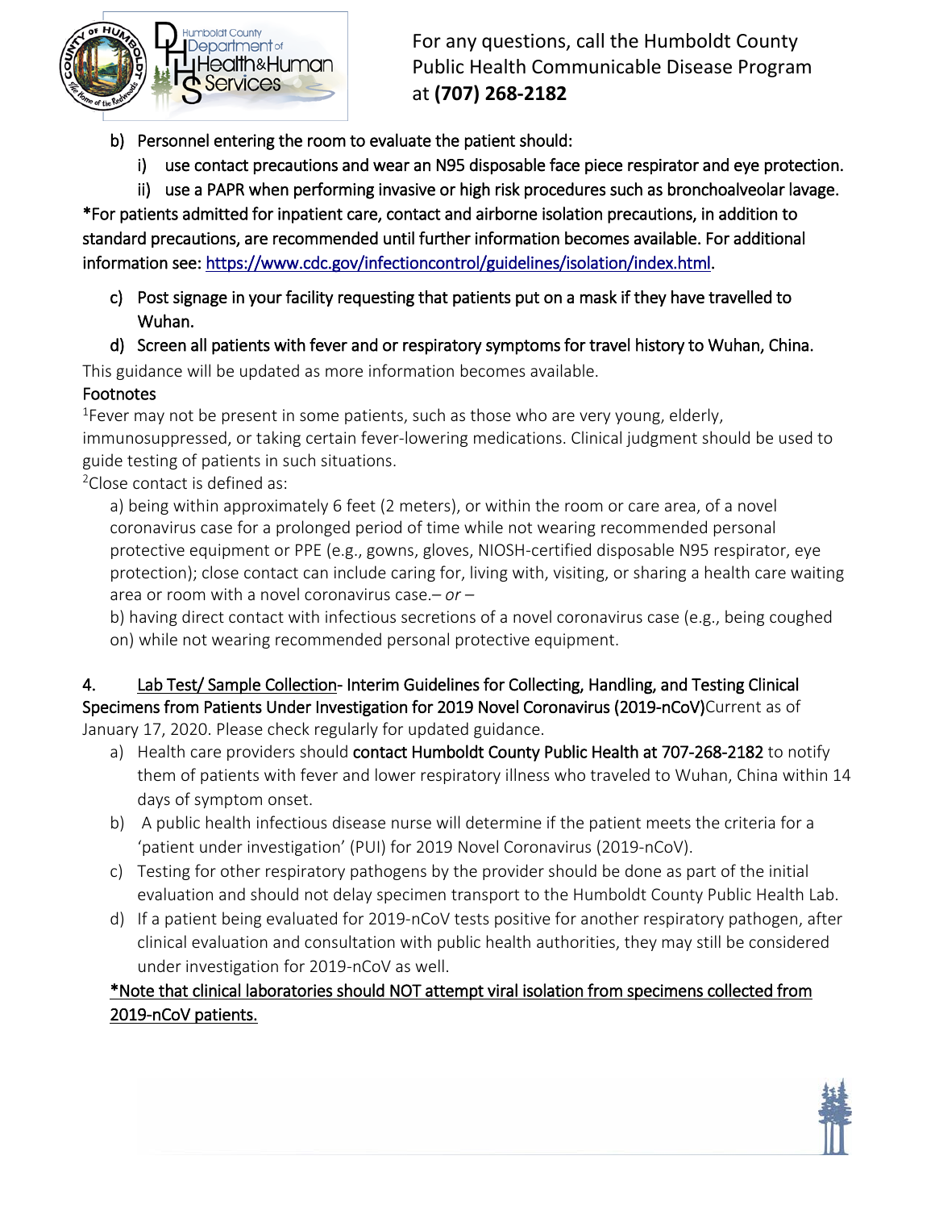b) Personnel entering the room to evaluate the patient should:

   i) use contact precautions and wear an N95 disposable face piece respirator and eye protection.

   ii) use a PAPR when performing invasive or high risk procedures such as bronchoalveolar lavage.

*For patients admitted for inpatient care, contact and airborne isolation precautions, in addition to standard precautions, are recommended until further information becomes available. For additional information see: https://www.cdc.gov/infectioncontrol/guidelines/isolation/index.html.

c) Post signage in your facility requesting that patients put on a mask if they have travelled to Wuhan.

d) Screen all patients with fever and or respiratory symptoms for travel history to Wuhan, China.

This guidance will be updated as more information becomes available.

Footnotes

[1]Fever may not be present in some patients, such as those who are very young, elderly, immunosuppressed, or taking certain fever-lowering medications. Clinical judgment should be used to guide testing of patients in such situations.

[2]Close contact is defined as:

a) being within approximately 6 feet (2 meters), or within the room or care area, of a novel coronavirus case for a prolonged period of time while not wearing recommended personal protective equipment or PPE (e.g., gowns, gloves, NIOSH-certified disposable N95 respirator, eye protection); close contact can include caring for, living with, visiting, or sharing a health care waiting area or room with a novel coronavirus case.– *or* –

b) having direct contact with infectious secretions of a novel coronavirus case (e.g., being coughed on) while not wearing recommended personal protective equipment.

4. <u>Lab Test/ Sample Collection</u>- Interim Guidelines for Collecting, Handling, and Testing Clinical Specimens from Patients Under Investigation for 2019 Novel Coronavirus (2019-nCoV)Current as of January 17, 2020. Please check regularly for updated guidance.

a) Health care providers should **contact Humboldt County Public Health at 707-268-2182** to notify them of patients with fever and lower respiratory illness who traveled to Wuhan, China within 14 days of symptom onset.

b) A public health infectious disease nurse will determine if the patient meets the criteria for a 'patient under investigation' (PUI) for 2019 Novel Coronavirus (2019-nCoV).

c) Testing for other respiratory pathogens by the provider should be done as part of the initial evaluation and should not delay specimen transport to the Humboldt County Public Health Lab.

d) If a patient being evaluated for 2019-nCoV tests positive for another respiratory pathogen, after clinical evaluation and consultation with public health authorities, they may still be considered under investigation for 2019-nCoV as well.

<u>*Note that clinical laboratories should NOT attempt viral isolation from specimens collected from 2019-nCoV patients.</u>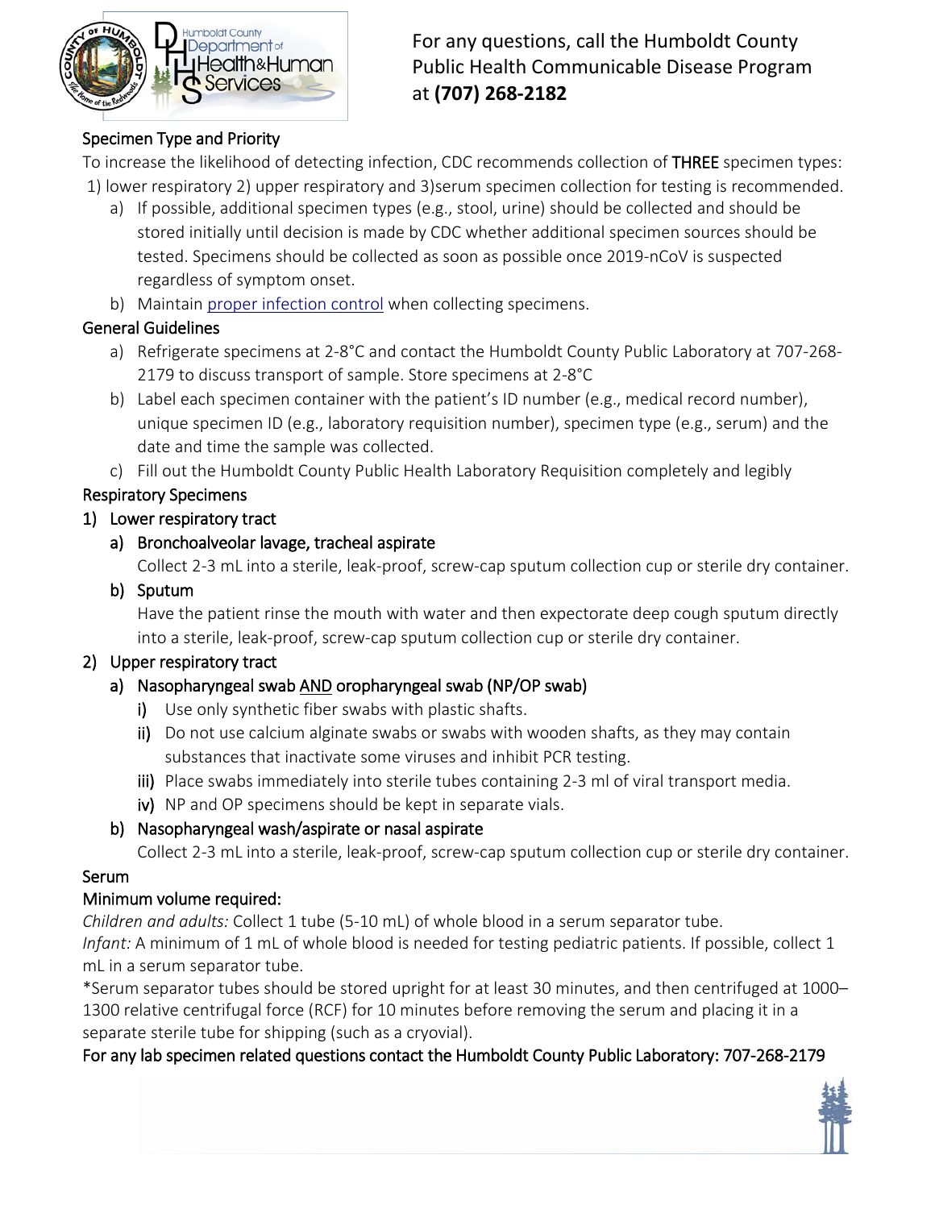For any questions, call the Humboldt County Public Health Communicable Disease Program at **(707) 268-2182**

## Specimen Type and Priority

To increase the likelihood of detecting infection, CDC recommends collection of THREE specimen types: 1) lower respiratory 2) upper respiratory and 3)serum specimen collection for testing is recommended.

a) If possible, additional specimen types (e.g., stool, urine) should be collected and should be stored initially until decision is made by CDC whether additional specimen sources should be tested. Specimens should be collected as soon as possible once 2019-nCoV is suspected regardless of symptom onset.

b) Maintain proper infection control when collecting specimens.

## General Guidelines

a) Refrigerate specimens at 2-8°C and contact the Humboldt County Public Laboratory at 707-268-2179 to discuss transport of sample. Store specimens at 2-8°C

b) Label each specimen container with the patient's ID number (e.g., medical record number), unique specimen ID (e.g., laboratory requisition number), specimen type (e.g., serum) and the date and time the sample was collected.

c) Fill out the Humboldt County Public Health Laboratory Requisition completely and legibly

## Respiratory Specimens

### 1) Lower respiratory tract

**a) Bronchoalveolar lavage, tracheal aspirate**

Collect 2-3 mL into a sterile, leak-proof, screw-cap sputum collection cup or sterile dry container.

**b) Sputum**

Have the patient rinse the mouth with water and then expectorate deep cough sputum directly into a sterile, leak-proof, screw-cap sputum collection cup or sterile dry container.

### 2) Upper respiratory tract

**a) Nasopharyngeal swab AND oropharyngeal swab (NP/OP swab)**

i) Use only synthetic fiber swabs with plastic shafts.

ii) Do not use calcium alginate swabs or swabs with wooden shafts, as they may contain substances that inactivate some viruses and inhibit PCR testing.

iii) Place swabs immediately into sterile tubes containing 2-3 ml of viral transport media.

iv) NP and OP specimens should be kept in separate vials.

**b) Nasopharyngeal wash/aspirate or nasal aspirate**

Collect 2-3 mL into a sterile, leak-proof, screw-cap sputum collection cup or sterile dry container.

## Serum

### Minimum volume required:

*Children and adults:* Collect 1 tube (5-10 mL) of whole blood in a serum separator tube.

*Infant:* A minimum of 1 mL of whole blood is needed for testing pediatric patients. If possible, collect 1 mL in a serum separator tube.

*Serum separator tubes should be stored upright for at least 30 minutes, and then centrifuged at 1000–1300 relative centrifugal force (RCF) for 10 minutes before removing the serum and placing it in a separate sterile tube for shipping (such as a cryovial).

For any lab specimen related questions contact the Humboldt County Public Laboratory: 707-268-2179